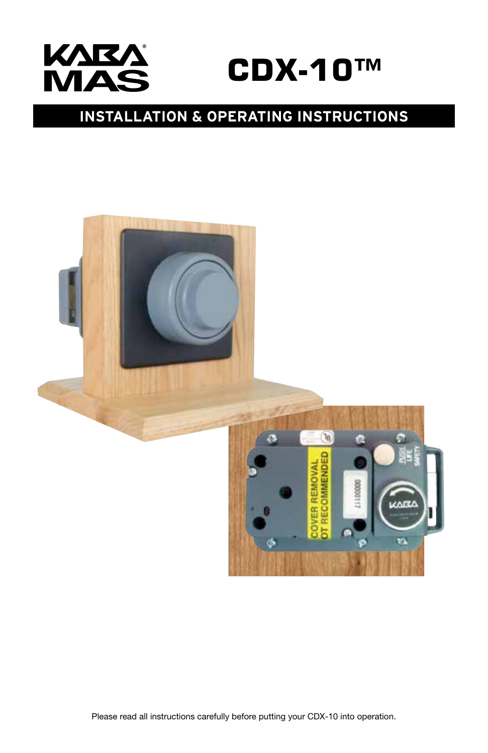KABA MAS

# CDX-10™

## INSTALLATION & OPERATING INSTRUCTIONS

Please read all instructions carefully before putting your CDX-10 into operation.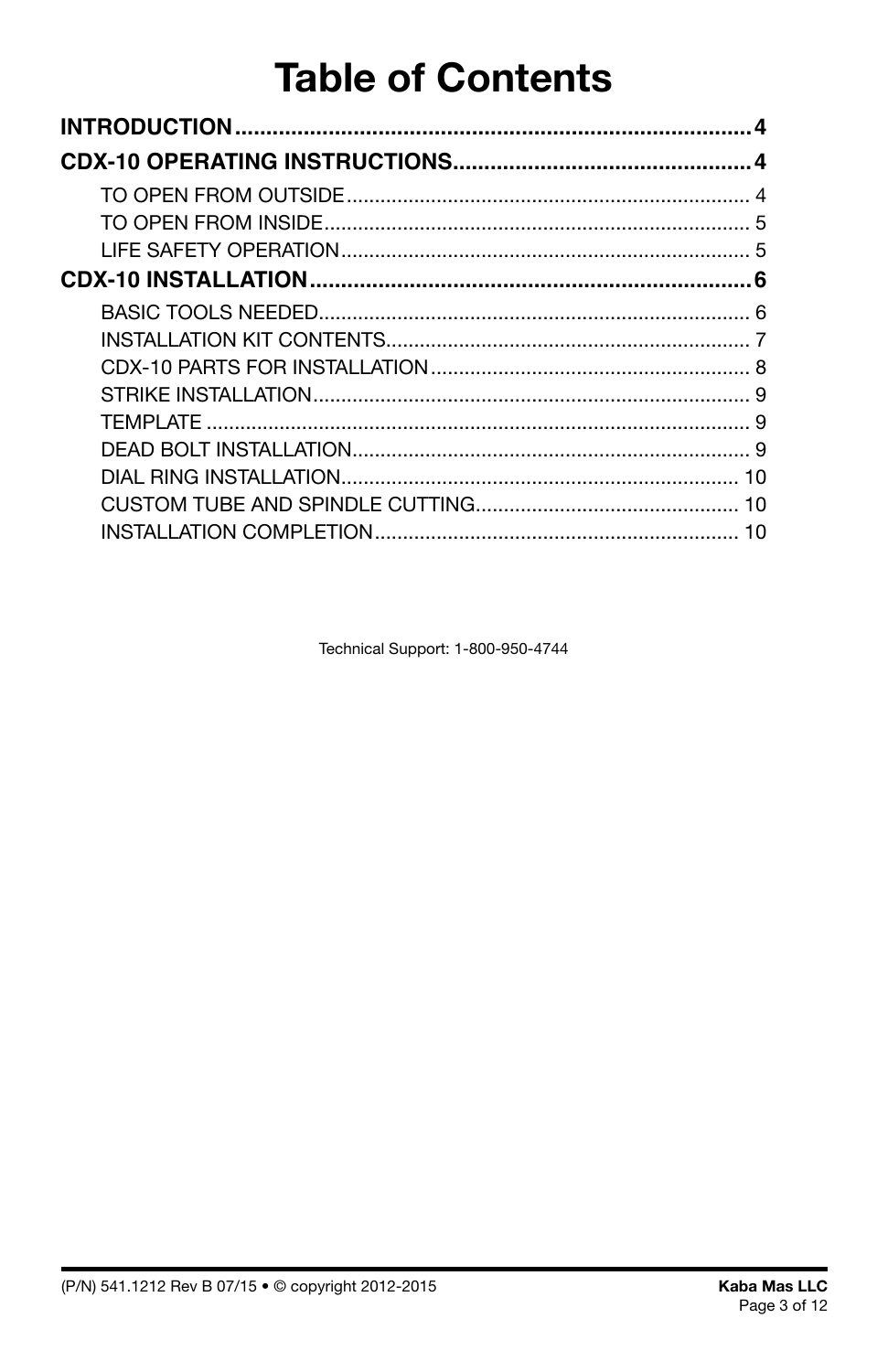# Table of Contents

**INTRODUCTION** .......... 4

**CDX-10 OPERATING INSTRUCTIONS** .......... 4

- TO OPEN FROM OUTSIDE .......... 4
- TO OPEN FROM INSIDE .......... 5
- LIFE SAFETY OPERATION .......... 5

**CDX-10 INSTALLATION** .......... 6

- BASIC TOOLS NEEDED .......... 6
- INSTALLATION KIT CONTENTS .......... 7
- CDX-10 PARTS FOR INSTALLATION .......... 8
- STRIKE INSTALLATION .......... 9
- TEMPLATE .......... 9
- DEAD BOLT INSTALLATION .......... 9
- DIAL RING INSTALLATION .......... 10
- CUSTOM TUBE AND SPINDLE CUTTING .......... 10
- INSTALLATION COMPLETION .......... 10

Technical Support: 1-800-950-4744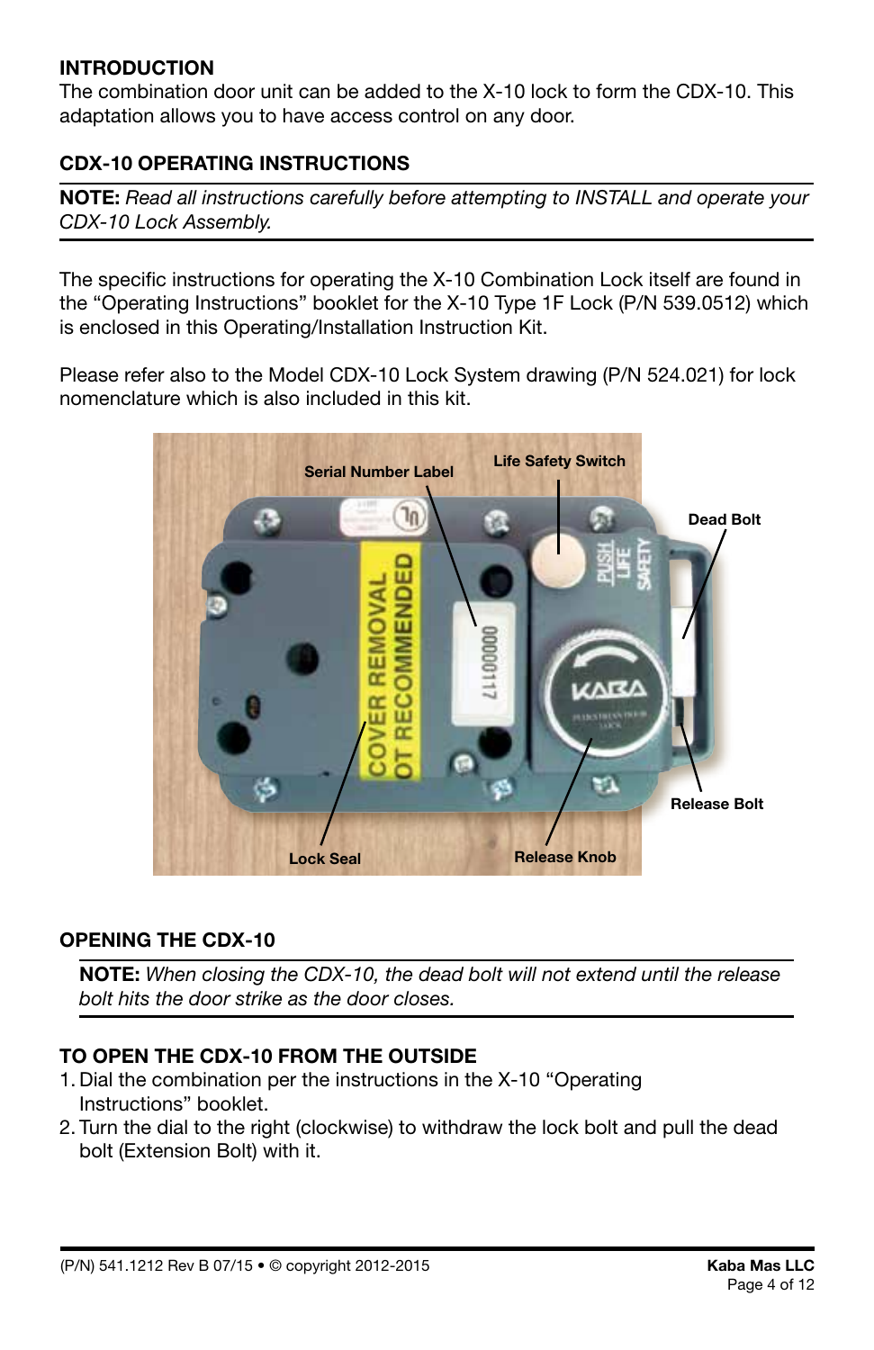## INTRODUCTION

The combination door unit can be added to the X-10 lock to form the CDX-10. This adaptation allows you to have access control on any door.

## CDX-10 OPERATING INSTRUCTIONS

**NOTE:** *Read all instructions carefully before attempting to INSTALL and operate your CDX-10 Lock Assembly.*

The specific instructions for operating the X-10 Combination Lock itself are found in the "Operating Instructions" booklet for the X-10 Type 1F Lock (P/N 539.0512) which is enclosed in this Operating/Installation Instruction Kit.

Please refer also to the Model CDX-10 Lock System drawing (P/N 524.021) for lock nomenclature which is also included in this kit.

## OPENING THE CDX-10

**NOTE:** *When closing the CDX-10, the dead bolt will not extend until the release bolt hits the door strike as the door closes.*

## TO OPEN THE CDX-10 FROM THE OUTSIDE

1. Dial the combination per the instructions in the X-10 "Operating Instructions" booklet.
2. Turn the dial to the right (clockwise) to withdraw the lock bolt and pull the dead bolt (Extension Bolt) with it.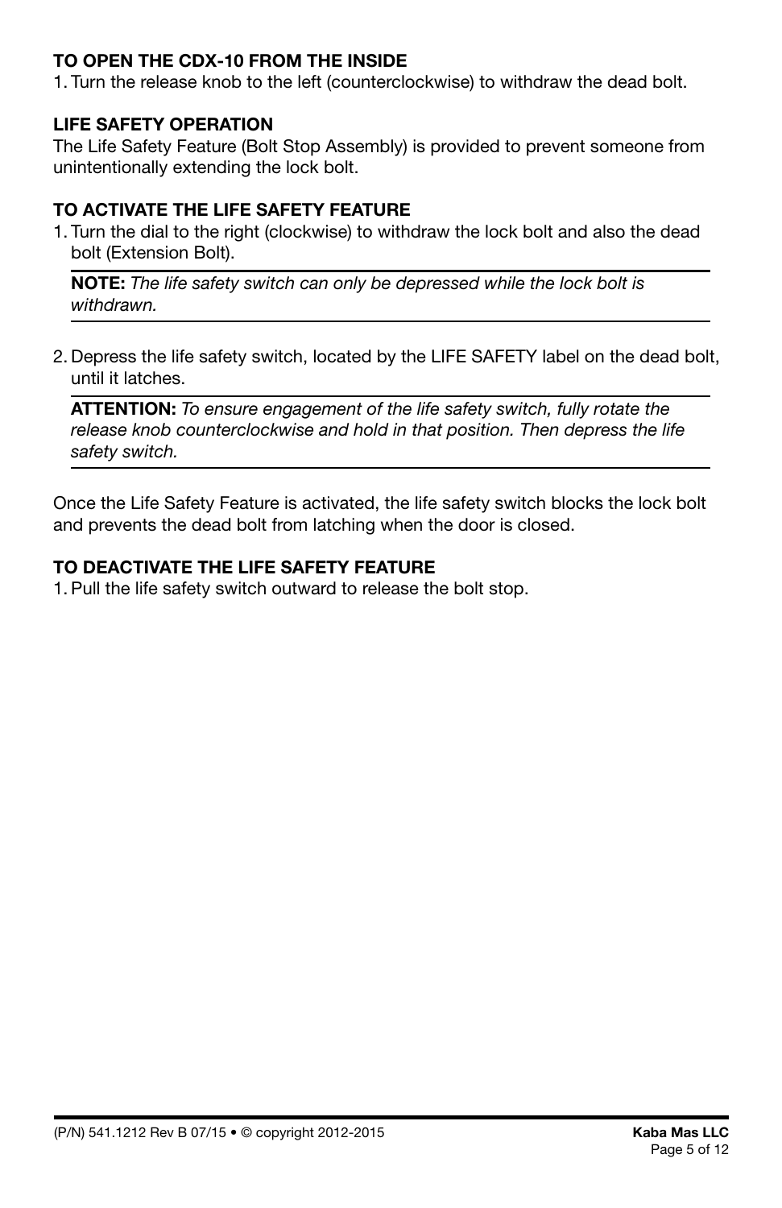**TO OPEN THE CDX-10 FROM THE INSIDE**

1. Turn the release knob to the left (counterclockwise) to withdraw the dead bolt.

**LIFE SAFETY OPERATION**

The Life Safety Feature (Bolt Stop Assembly) is provided to prevent someone from unintentionally extending the lock bolt.

**TO ACTIVATE THE LIFE SAFETY FEATURE**

1. Turn the dial to the right (clockwise) to withdraw the lock bolt and also the dead bolt (Extension Bolt).

**NOTE:** *The life safety switch can only be depressed while the lock bolt is withdrawn.*

2. Depress the life safety switch, located by the LIFE SAFETY label on the dead bolt, until it latches.

**ATTENTION:** *To ensure engagement of the life safety switch, fully rotate the release knob counterclockwise and hold in that position. Then depress the life safety switch.*

Once the Life Safety Feature is activated, the life safety switch blocks the lock bolt and prevents the dead bolt from latching when the door is closed.

**TO DEACTIVATE THE LIFE SAFETY FEATURE**

1. Pull the life safety switch outward to release the bolt stop.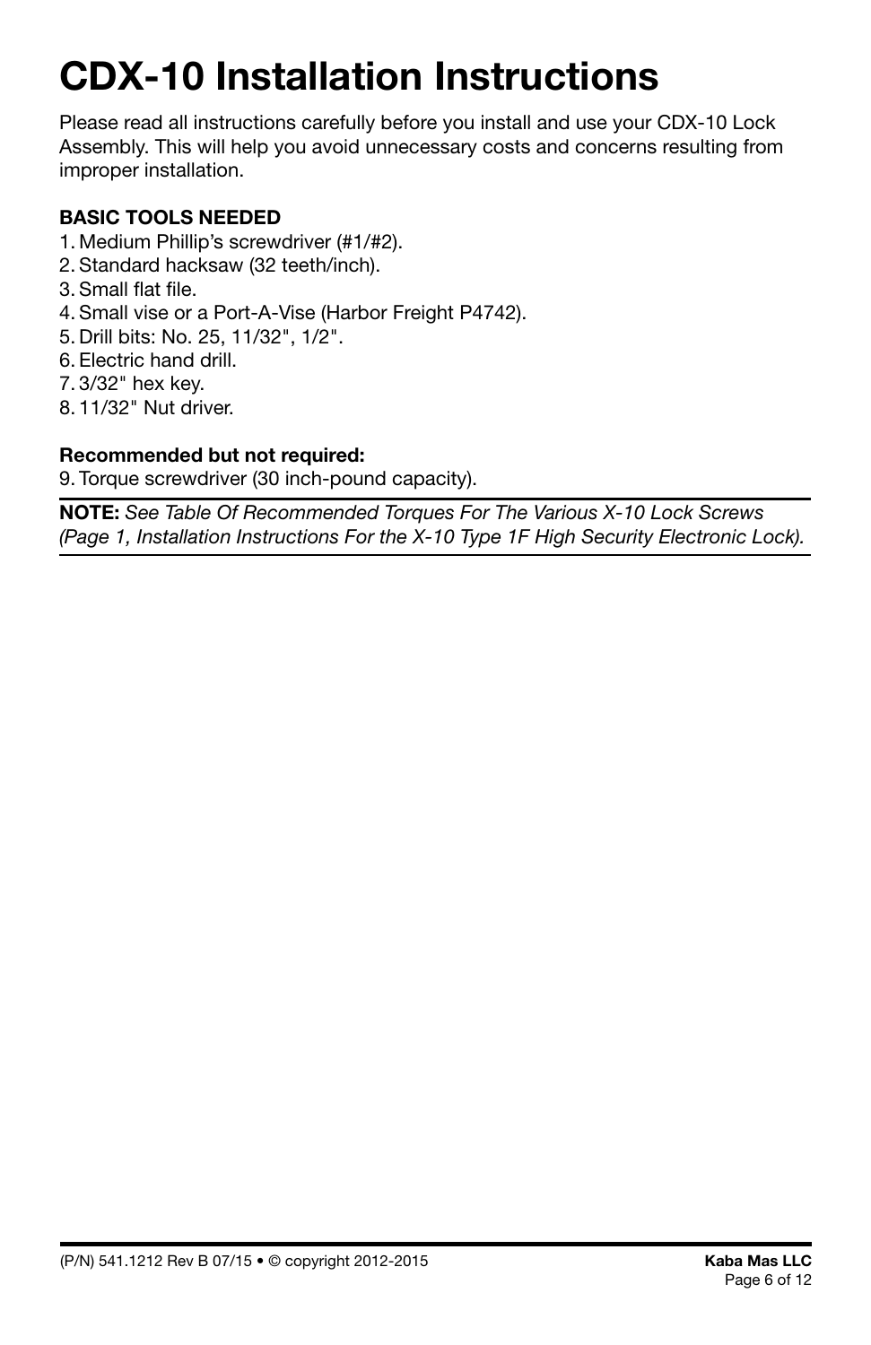# CDX-10 Installation Instructions

Please read all instructions carefully before you install and use your CDX-10 Lock Assembly. This will help you avoid unnecessary costs and concerns resulting from improper installation.

**BASIC TOOLS NEEDED**

1. Medium Phillip's screwdriver (#1/#2).
2. Standard hacksaw (32 teeth/inch).
3. Small flat file.
4. Small vise or a Port-A-Vise (Harbor Freight P4742).
5. Drill bits: No. 25, 11/32", 1/2".
6. Electric hand drill.
7. 3/32" hex key.
8. 11/32" Nut driver.

**Recommended but not required:**

9. Torque screwdriver (30 inch-pound capacity).

---

**NOTE:** *See Table Of Recommended Torques For The Various X-10 Lock Screws (Page 1, Installation Instructions For the X-10 Type 1F High Security Electronic Lock).*

---

(P/N) 541.1212 Rev B 07/15 • © copyright 2012-2015

**Kaba Mas LLC**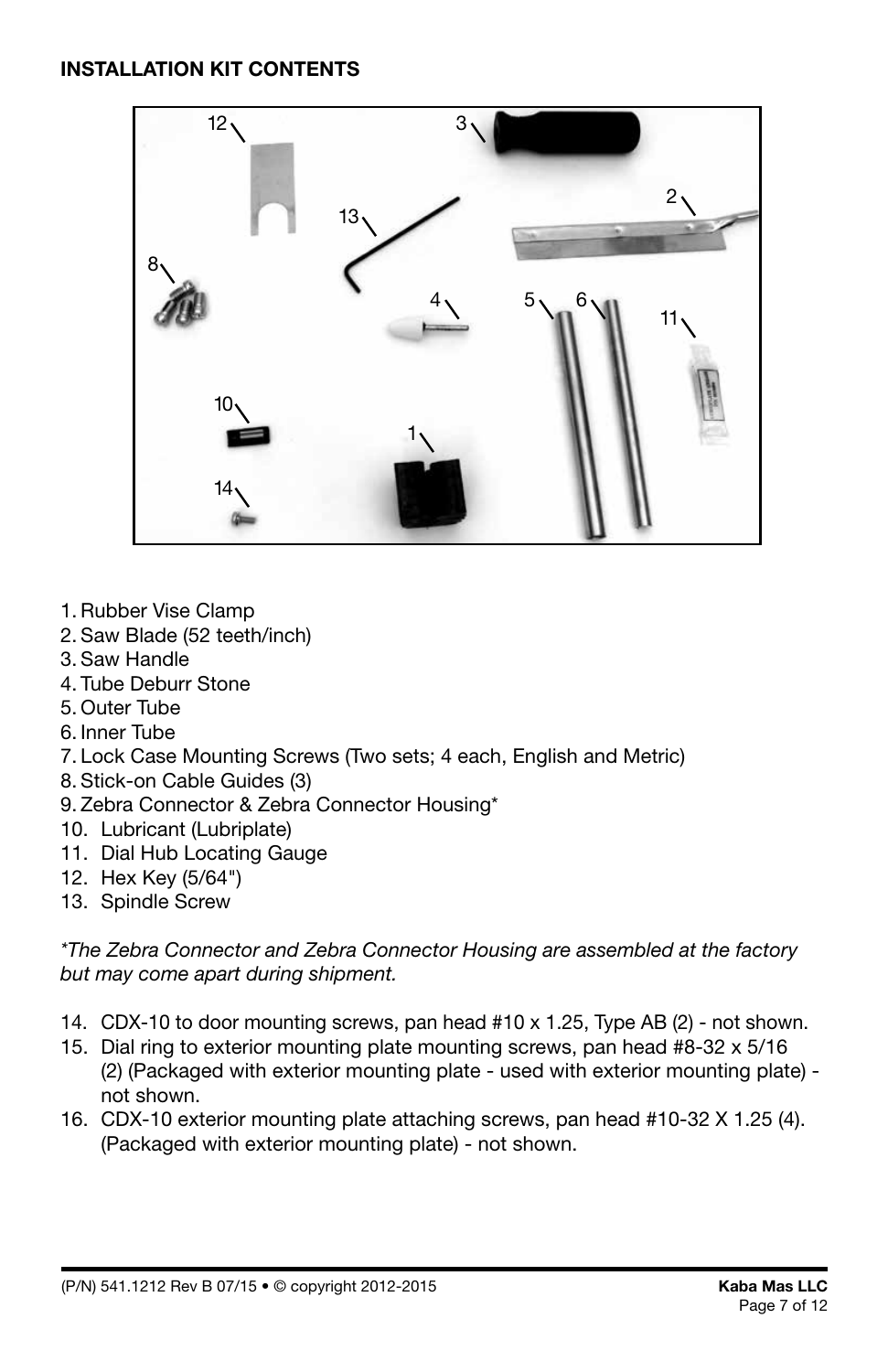**INSTALLATION KIT CONTENTS**

1. Rubber Vise Clamp
2. Saw Blade (52 teeth/inch)
3. Saw Handle
4. Tube Deburr Stone
5. Outer Tube
6. Inner Tube
7. Lock Case Mounting Screws (Two sets; 4 each, English and Metric)
8. Stick-on Cable Guides (3)
9. Zebra Connector & Zebra Connector Housing*
10. Lubricant (Lubriplate)
11. Dial Hub Locating Gauge
12. Hex Key (5/64")
13. Spindle Screw

*\*The Zebra Connector and Zebra Connector Housing are assembled at the factory but may come apart during shipment.*

14. CDX-10 to door mounting screws, pan head #10 x 1.25, Type AB (2) - not shown.
15. Dial ring to exterior mounting plate mounting screws, pan head #8-32 x 5/16 (2) (Packaged with exterior mounting plate - used with exterior mounting plate) - not shown.
16. CDX-10 exterior mounting plate attaching screws, pan head #10-32 X 1.25 (4). (Packaged with exterior mounting plate) - not shown.

(P/N) 541.1212 Rev B 07/15 • © copyright 2012-2015 — **Kaba Mas LLC**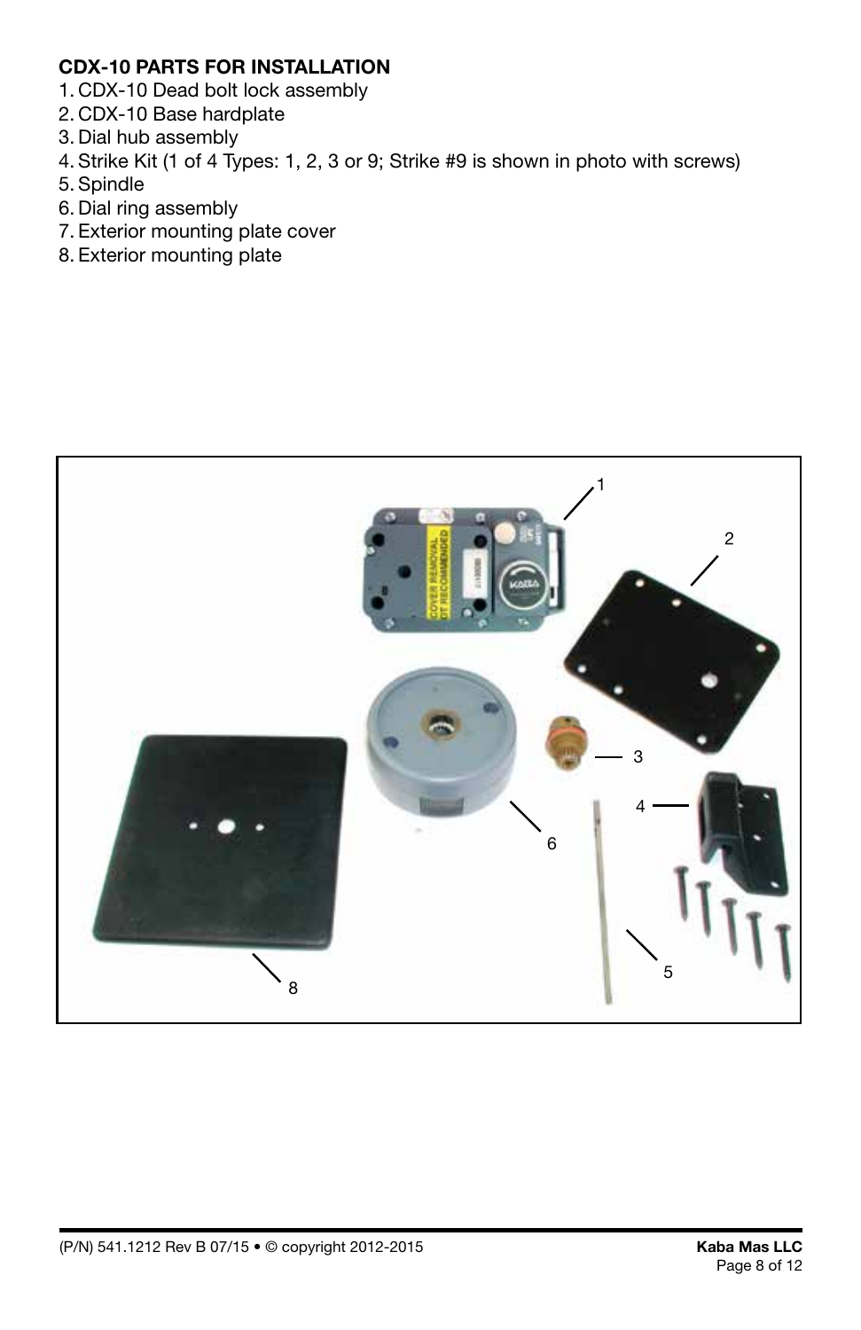**CDX-10 PARTS FOR INSTALLATION**

1. CDX-10 Dead bolt lock assembly
2. CDX-10 Base hardplate
3. Dial hub assembly
4. Strike Kit (1 of 4 Types: 1, 2, 3 or 9; Strike #9 is shown in photo with screws)
5. Spindle
6. Dial ring assembly
7. Exterior mounting plate cover
8. Exterior mounting plate

(P/N) 541.1212 Rev B 07/15 • © copyright 2012-2015

**Kaba Mas LLC**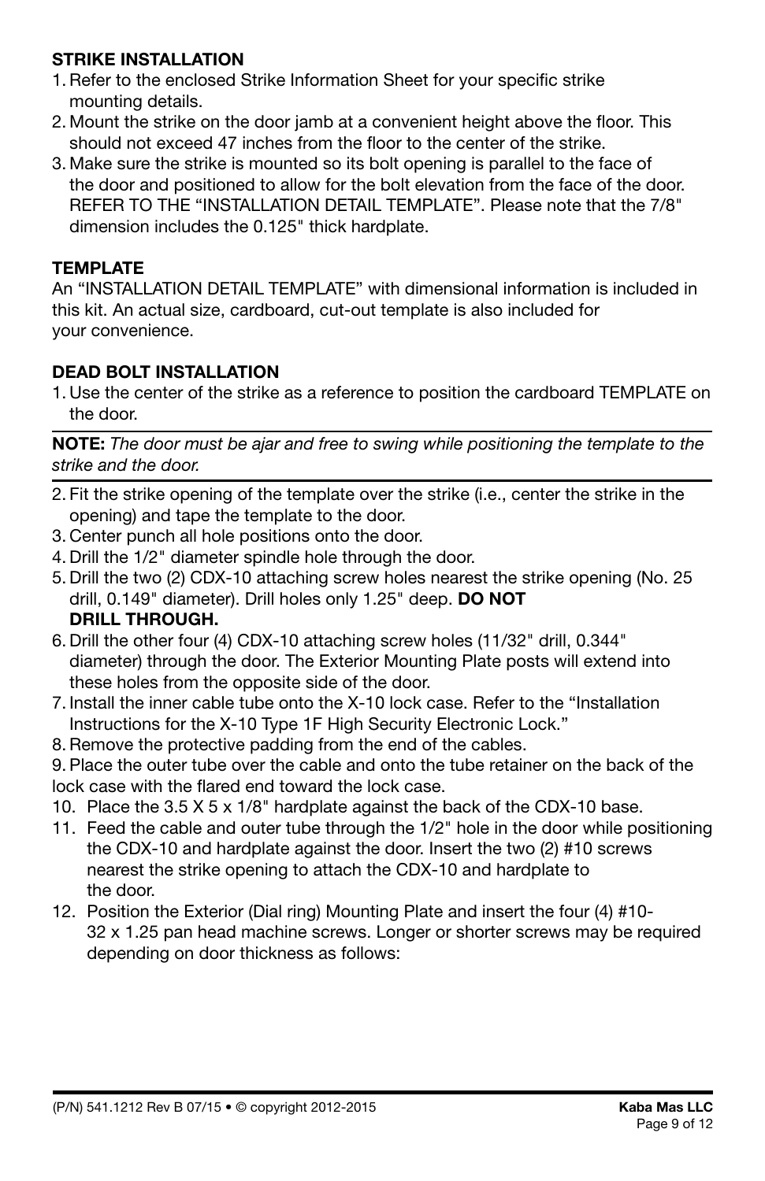**STRIKE INSTALLATION**

1. Refer to the enclosed Strike Information Sheet for your specific strike mounting details.
2. Mount the strike on the door jamb at a convenient height above the floor. This should not exceed 47 inches from the floor to the center of the strike.
3. Make sure the strike is mounted so its bolt opening is parallel to the face of the door and positioned to allow for the bolt elevation from the face of the door. REFER TO THE "INSTALLATION DETAIL TEMPLATE". Please note that the 7/8" dimension includes the 0.125" thick hardplate.

**TEMPLATE**

An "INSTALLATION DETAIL TEMPLATE" with dimensional information is included in this kit. An actual size, cardboard, cut-out template is also included for your convenience.

**DEAD BOLT INSTALLATION**

1. Use the center of the strike as a reference to position the cardboard TEMPLATE on the door.

**NOTE:** *The door must be ajar and free to swing while positioning the template to the strike and the door.*

2. Fit the strike opening of the template over the strike (i.e., center the strike in the opening) and tape the template to the door.
3. Center punch all hole positions onto the door.
4. Drill the 1/2" diameter spindle hole through the door.
5. Drill the two (2) CDX-10 attaching screw holes nearest the strike opening (No. 25 drill, 0.149" diameter). Drill holes only 1.25" deep. **DO NOT DRILL THROUGH.**
6. Drill the other four (4) CDX-10 attaching screw holes (11/32" drill, 0.344" diameter) through the door. The Exterior Mounting Plate posts will extend into these holes from the opposite side of the door.
7. Install the inner cable tube onto the X-10 lock case. Refer to the "Installation Instructions for the X-10 Type 1F High Security Electronic Lock."
8. Remove the protective padding from the end of the cables.
9. Place the outer tube over the cable and onto the tube retainer on the back of the lock case with the flared end toward the lock case.
10. Place the 3.5 X 5 x 1/8" hardplate against the back of the CDX-10 base.
11. Feed the cable and outer tube through the 1/2" hole in the door while positioning the CDX-10 and hardplate against the door. Insert the two (2) #10 screws nearest the strike opening to attach the CDX-10 and hardplate to the door.
12. Position the Exterior (Dial ring) Mounting Plate and insert the four (4) #10-32 x 1.25 pan head machine screws. Longer or shorter screws may be required depending on door thickness as follows: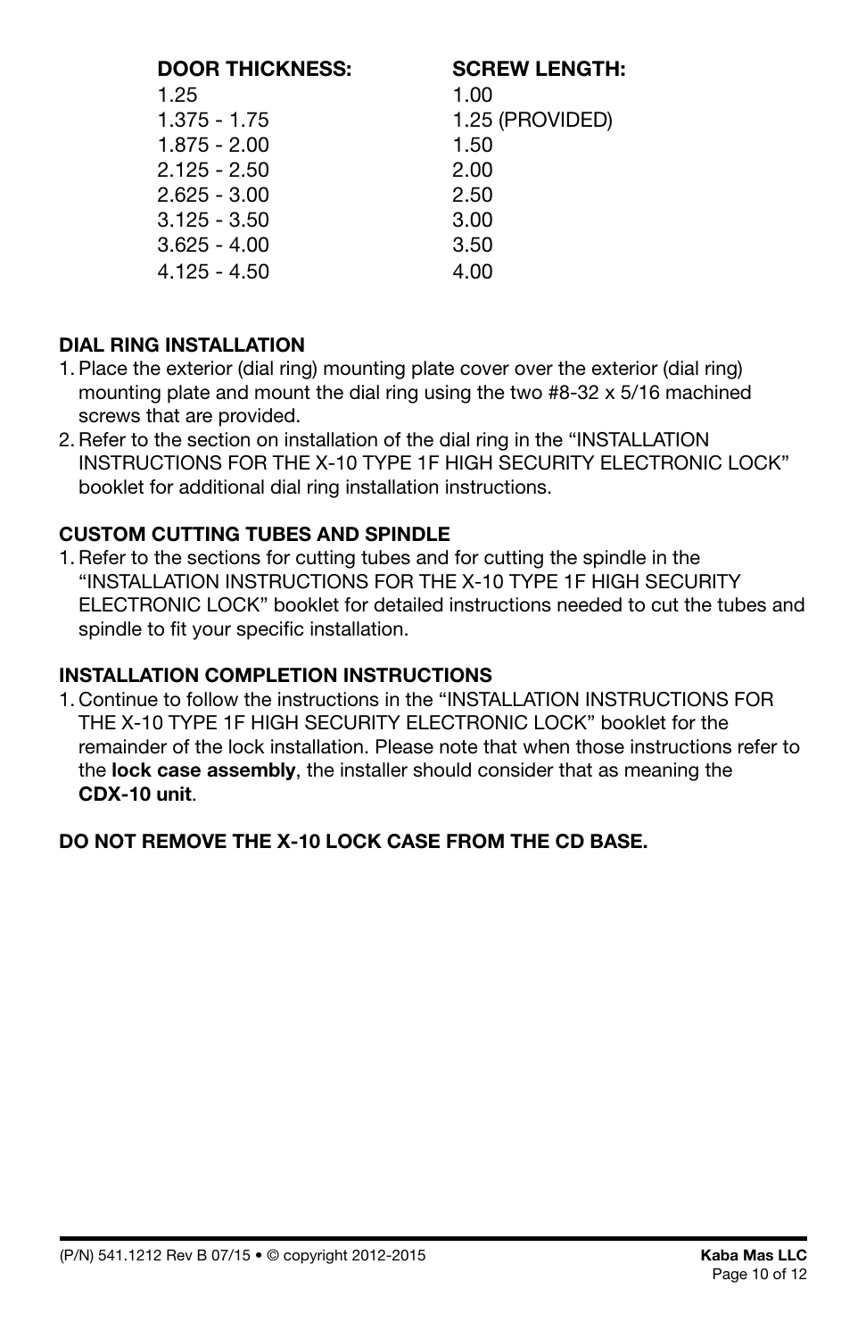| DOOR THICKNESS: | SCREW LENGTH: |
| --- | --- |
| 1.25 | 1.00 |
| 1.375 - 1.75 | 1.25 (PROVIDED) |
| 1.875 - 2.00 | 1.50 |
| 2.125 - 2.50 | 2.00 |
| 2.625 - 3.00 | 2.50 |
| 3.125 - 3.50 | 3.00 |
| 3.625 - 4.00 | 3.50 |
| 4.125 - 4.50 | 4.00 |

## DIAL RING INSTALLATION

1. Place the exterior (dial ring) mounting plate cover over the exterior (dial ring) mounting plate and mount the dial ring using the two #8-32 x 5/16 machined screws that are provided.
2. Refer to the section on installation of the dial ring in the "INSTALLATION INSTRUCTIONS FOR THE X-10 TYPE 1F HIGH SECURITY ELECTRONIC LOCK" booklet for additional dial ring installation instructions.

## CUSTOM CUTTING TUBES AND SPINDLE

1. Refer to the sections for cutting tubes and for cutting the spindle in the "INSTALLATION INSTRUCTIONS FOR THE X-10 TYPE 1F HIGH SECURITY ELECTRONIC LOCK" booklet for detailed instructions needed to cut the tubes and spindle to fit your specific installation.

## INSTALLATION COMPLETION INSTRUCTIONS

1. Continue to follow the instructions in the "INSTALLATION INSTRUCTIONS FOR THE X-10 TYPE 1F HIGH SECURITY ELECTRONIC LOCK" booklet for the remainder of the lock installation. Please note that when those instructions refer to the **lock case assembly**, the installer should consider that as meaning the **CDX-10 unit**.

**DO NOT REMOVE THE X-10 LOCK CASE FROM THE CD BASE.**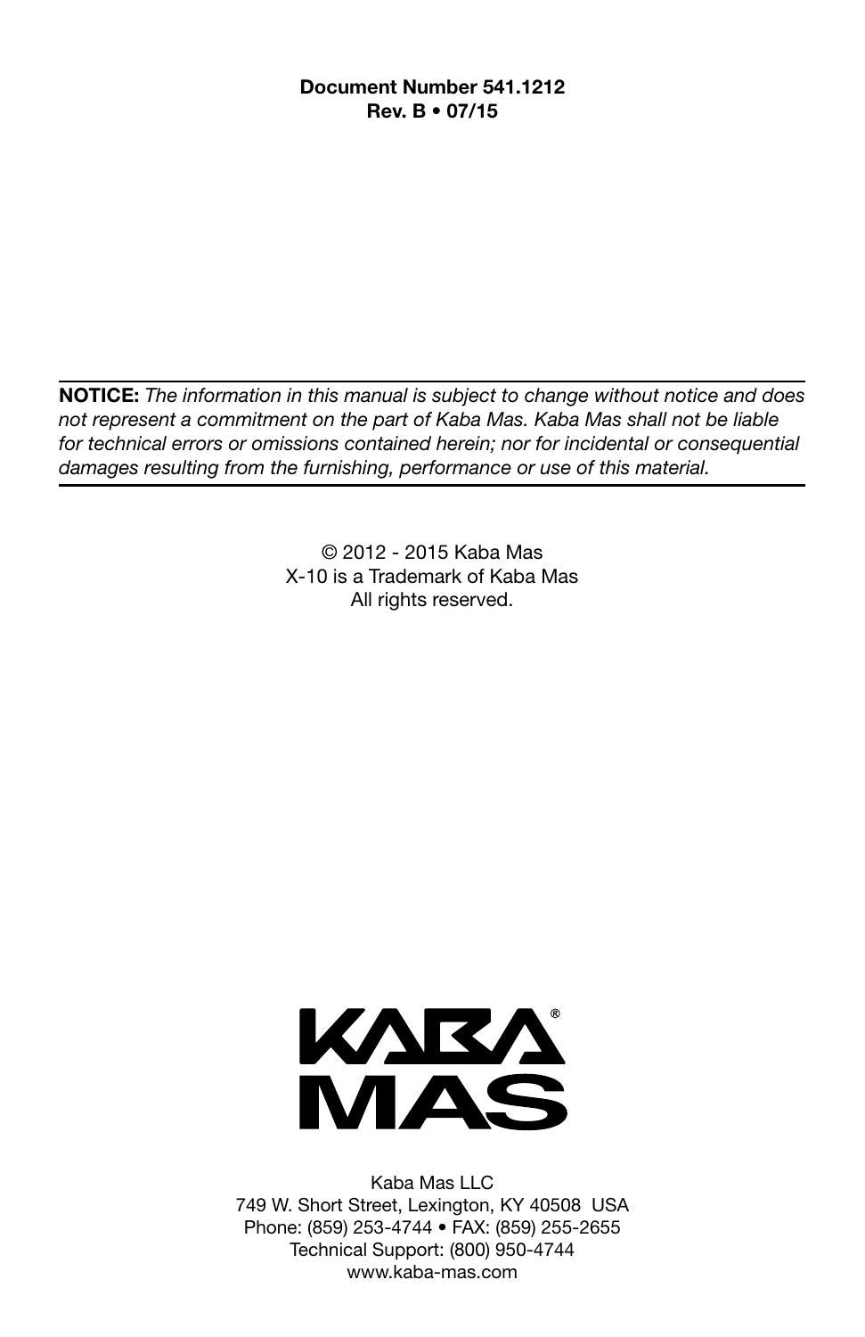**Document Number 541.1212**
**Rev. B • 07/15**

---

**NOTICE:** *The information in this manual is subject to change without notice and does not represent a commitment on the part of Kaba Mas. Kaba Mas shall not be liable for technical errors or omissions contained herein; nor for incidental or consequential damages resulting from the furnishing, performance or use of this material.*

---

© 2012 - 2015 Kaba Mas
X-10 is a Trademark of Kaba Mas
All rights reserved.

KABA® MAS

Kaba Mas LLC
749 W. Short Street, Lexington, KY 40508 USA
Phone: (859) 253-4744 • FAX: (859) 255-2655
Technical Support: (800) 950-4744
www.kaba-mas.com